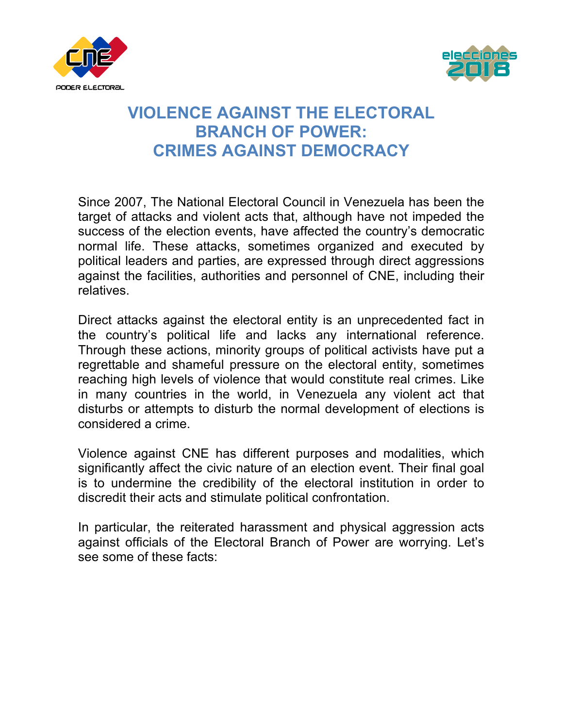# VIOLENCE AGAINST THE ELECTORAL BRANCH OF POWER: CRIMES AGAINST DEMOCRACY

Since 2007, The National Electoral Council in Venezuela has been the target of attacks and violent acts that, although have not impeded the success of the election events, have affected the country's democratic normal life. These attacks, sometimes organized and executed by political leaders and parties, are expressed through direct aggressions against the facilities, authorities and personnel of CNE, including their relatives.

Direct attacks against the electoral entity is an unprecedented fact in the country's political life and lacks any international reference. Through these actions, minority groups of political activists have put a regrettable and shameful pressure on the electoral entity, sometimes reaching high levels of violence that would constitute real crimes. Like in many countries in the world, in Venezuela any violent act that disturbs or attempts to disturb the normal development of elections is considered a crime.

Violence against CNE has different purposes and modalities, which significantly affect the civic nature of an election event. Their final goal is to undermine the credibility of the electoral institution in order to discredit their acts and stimulate political confrontation.

In particular, the reiterated harassment and physical aggression acts against officials of the Electoral Branch of Power are worrying. Let's see some of these facts: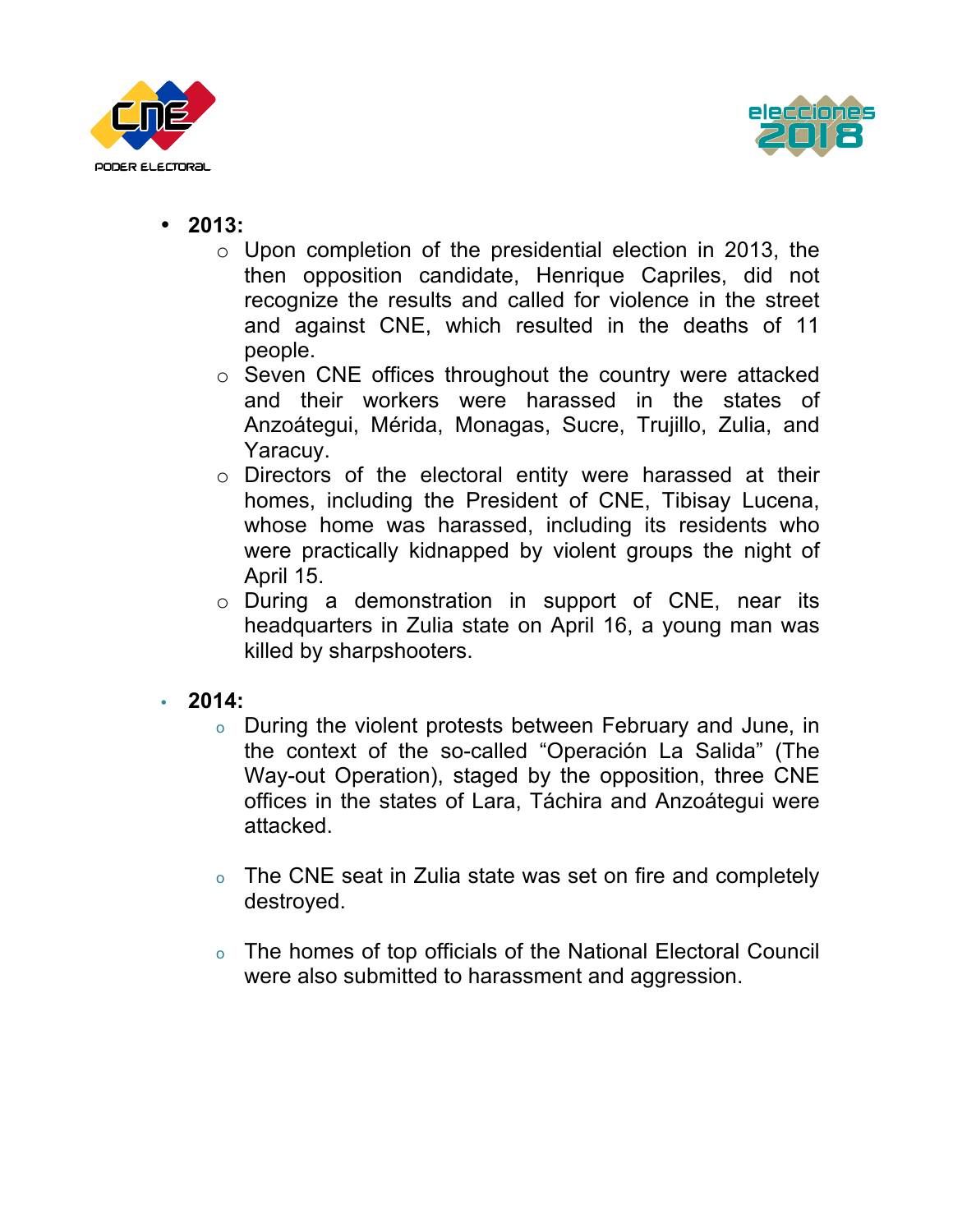- **2013:**
  - Upon completion of the presidential election in 2013, the then opposition candidate, Henrique Capriles, did not recognize the results and called for violence in the street and against CNE, which resulted in the deaths of 11 people.
  - Seven CNE offices throughout the country were attacked and their workers were harassed in the states of Anzoátegui, Mérida, Monagas, Sucre, Trujillo, Zulia, and Yaracuy.
  - Directors of the electoral entity were harassed at their homes, including the President of CNE, Tibisay Lucena, whose home was harassed, including its residents who were practically kidnapped by violent groups the night of April 15.
  - During a demonstration in support of CNE, near its headquarters in Zulia state on April 16, a young man was killed by sharpshooters.

- **2014:**
  - During the violent protests between February and June, in the context of the so-called "Operación La Salida" (The Way-out Operation), staged by the opposition, three CNE offices in the states of Lara, Táchira and Anzoátegui were attacked.
  - The CNE seat in Zulia state was set on fire and completely destroyed.
  - The homes of top officials of the National Electoral Council were also submitted to harassment and aggression.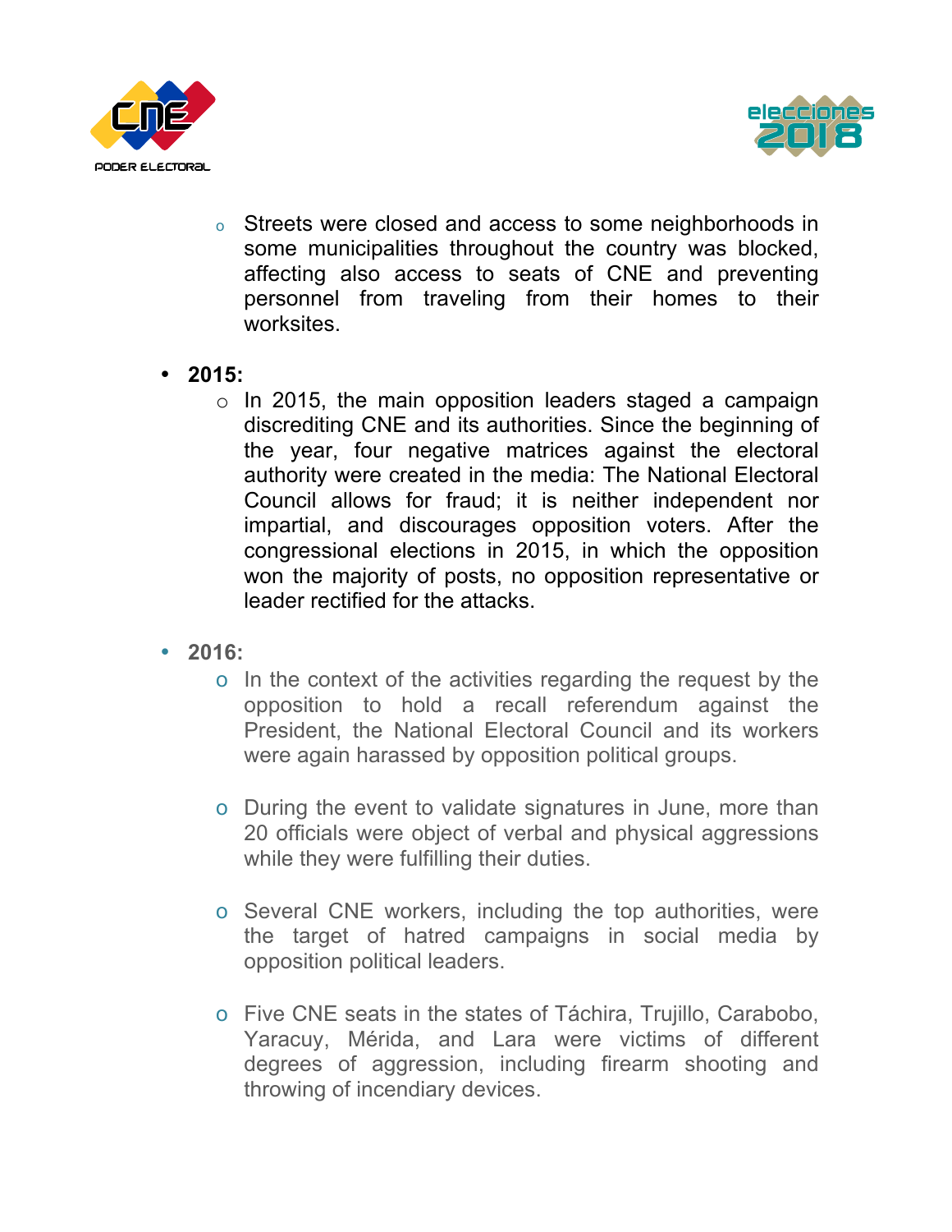- Streets were closed and access to some neighborhoods in some municipalities throughout the country was blocked, affecting also access to seats of CNE and preventing personnel from traveling from their homes to their worksites.

- **2015:**
  - In 2015, the main opposition leaders staged a campaign discrediting CNE and its authorities. Since the beginning of the year, four negative matrices against the electoral authority were created in the media: The National Electoral Council allows for fraud; it is neither independent nor impartial, and discourages opposition voters. After the congressional elections in 2015, in which the opposition won the majority of posts, no opposition representative or leader rectified for the attacks.

- **2016:**
  - In the context of the activities regarding the request by the opposition to hold a recall referendum against the President, the National Electoral Council and its workers were again harassed by opposition political groups.
  - During the event to validate signatures in June, more than 20 officials were object of verbal and physical aggressions while they were fulfilling their duties.
  - Several CNE workers, including the top authorities, were the target of hatred campaigns in social media by opposition political leaders.
  - Five CNE seats in the states of Táchira, Trujillo, Carabobo, Yaracuy, Mérida, and Lara were victims of different degrees of aggression, including firearm shooting and throwing of incendiary devices.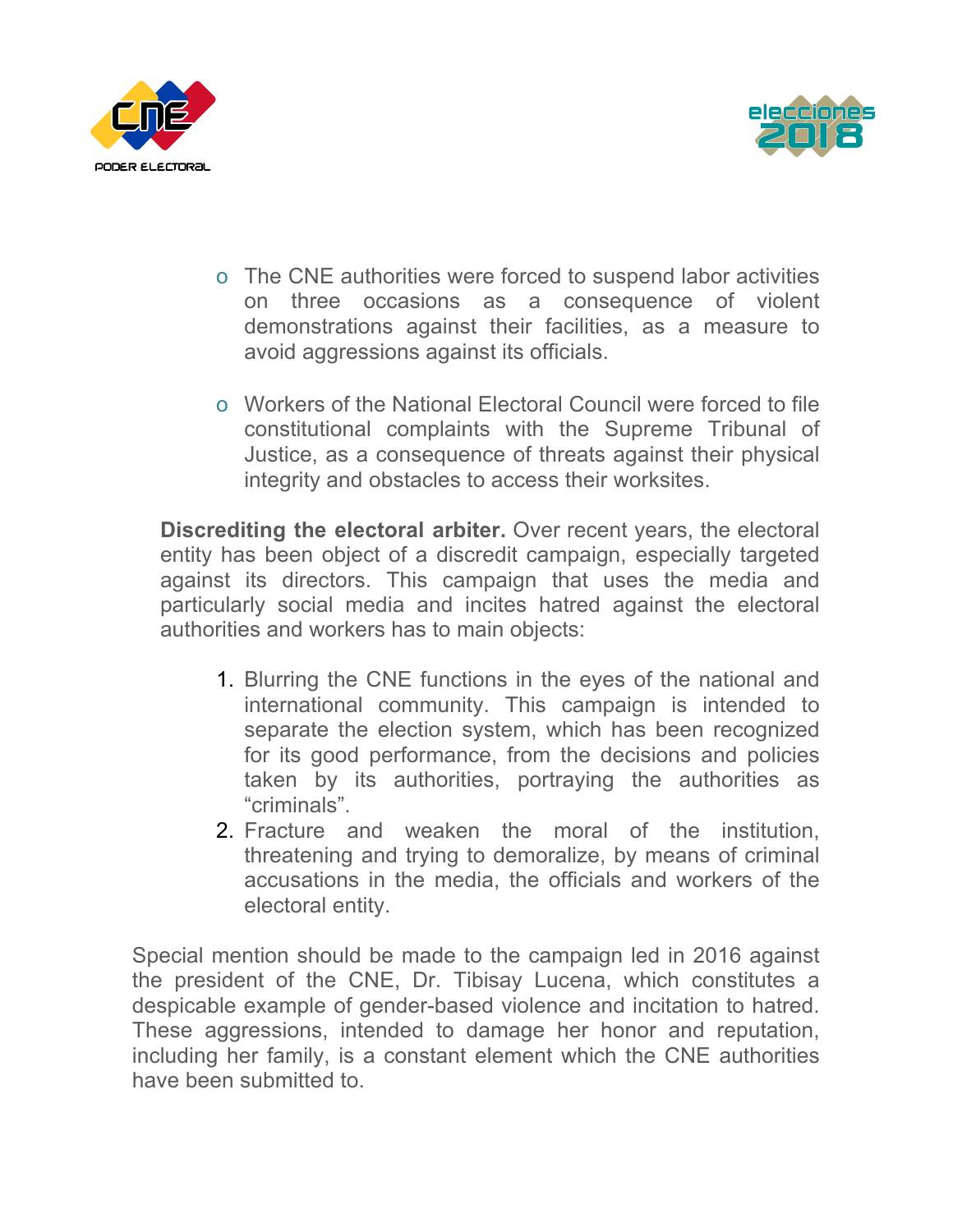- The CNE authorities were forced to suspend labor activities on three occasions as a consequence of violent demonstrations against their facilities, as a measure to avoid aggressions against its officials.

- Workers of the National Electoral Council were forced to file constitutional complaints with the Supreme Tribunal of Justice, as a consequence of threats against their physical integrity and obstacles to access their worksites.

**Discrediting the electoral arbiter.** Over recent years, the electoral entity has been object of a discredit campaign, especially targeted against its directors. This campaign that uses the media and particularly social media and incites hatred against the electoral authorities and workers has to main objects:

1. Blurring the CNE functions in the eyes of the national and international community. This campaign is intended to separate the election system, which has been recognized for its good performance, from the decisions and policies taken by its authorities, portraying the authorities as "criminals".
2. Fracture and weaken the moral of the institution, threatening and trying to demoralize, by means of criminal accusations in the media, the officials and workers of the electoral entity.

Special mention should be made to the campaign led in 2016 against the president of the CNE, Dr. Tibisay Lucena, which constitutes a despicable example of gender-based violence and incitation to hatred. These aggressions, intended to damage her honor and reputation, including her family, is a constant element which the CNE authorities have been submitted to.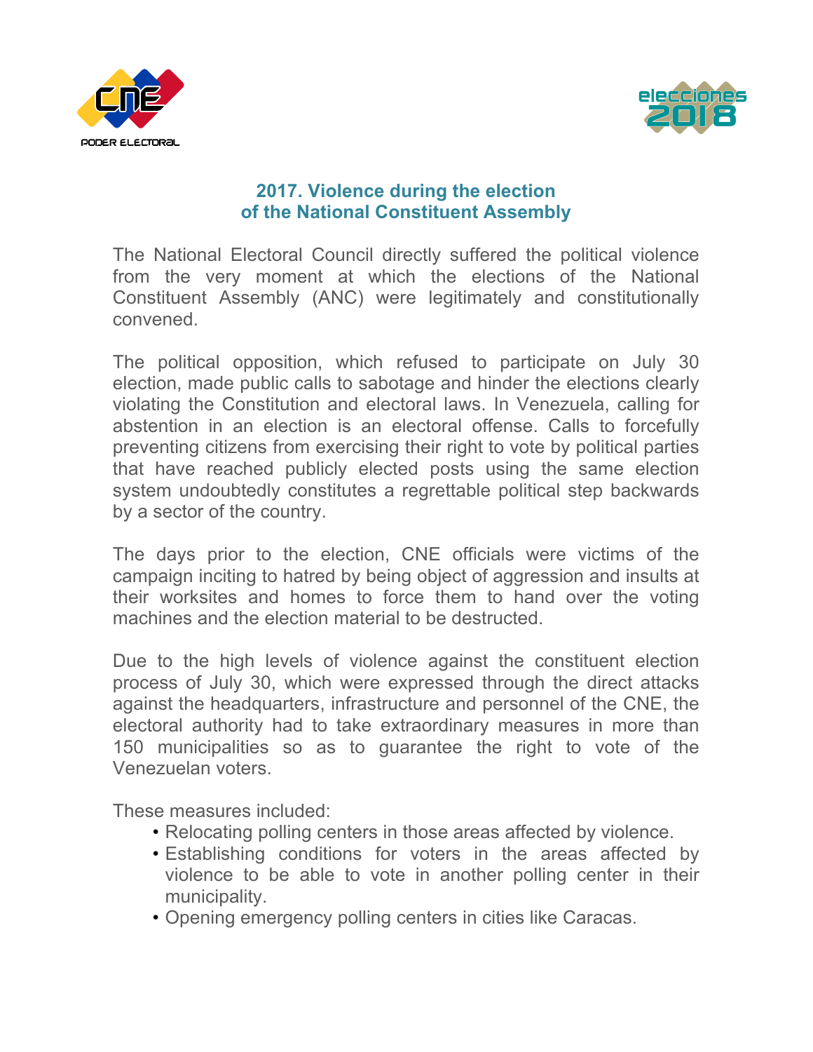## 2017. Violence during the election of the National Constituent Assembly

The National Electoral Council directly suffered the political violence from the very moment at which the elections of the National Constituent Assembly (ANC) were legitimately and constitutionally convened.

The political opposition, which refused to participate on July 30 election, made public calls to sabotage and hinder the elections clearly violating the Constitution and electoral laws. In Venezuela, calling for abstention in an election is an electoral offense. Calls to forcefully preventing citizens from exercising their right to vote by political parties that have reached publicly elected posts using the same election system undoubtedly constitutes a regrettable political step backwards by a sector of the country.

The days prior to the election, CNE officials were victims of the campaign inciting to hatred by being object of aggression and insults at their worksites and homes to force them to hand over the voting machines and the election material to be destructed.

Due to the high levels of violence against the constituent election process of July 30, which were expressed through the direct attacks against the headquarters, infrastructure and personnel of the CNE, the electoral authority had to take extraordinary measures in more than 150 municipalities so as to guarantee the right to vote of the Venezuelan voters.

These measures included:

- Relocating polling centers in those areas affected by violence.
- Establishing conditions for voters in the areas affected by violence to be able to vote in another polling center in their municipality.
- Opening emergency polling centers in cities like Caracas.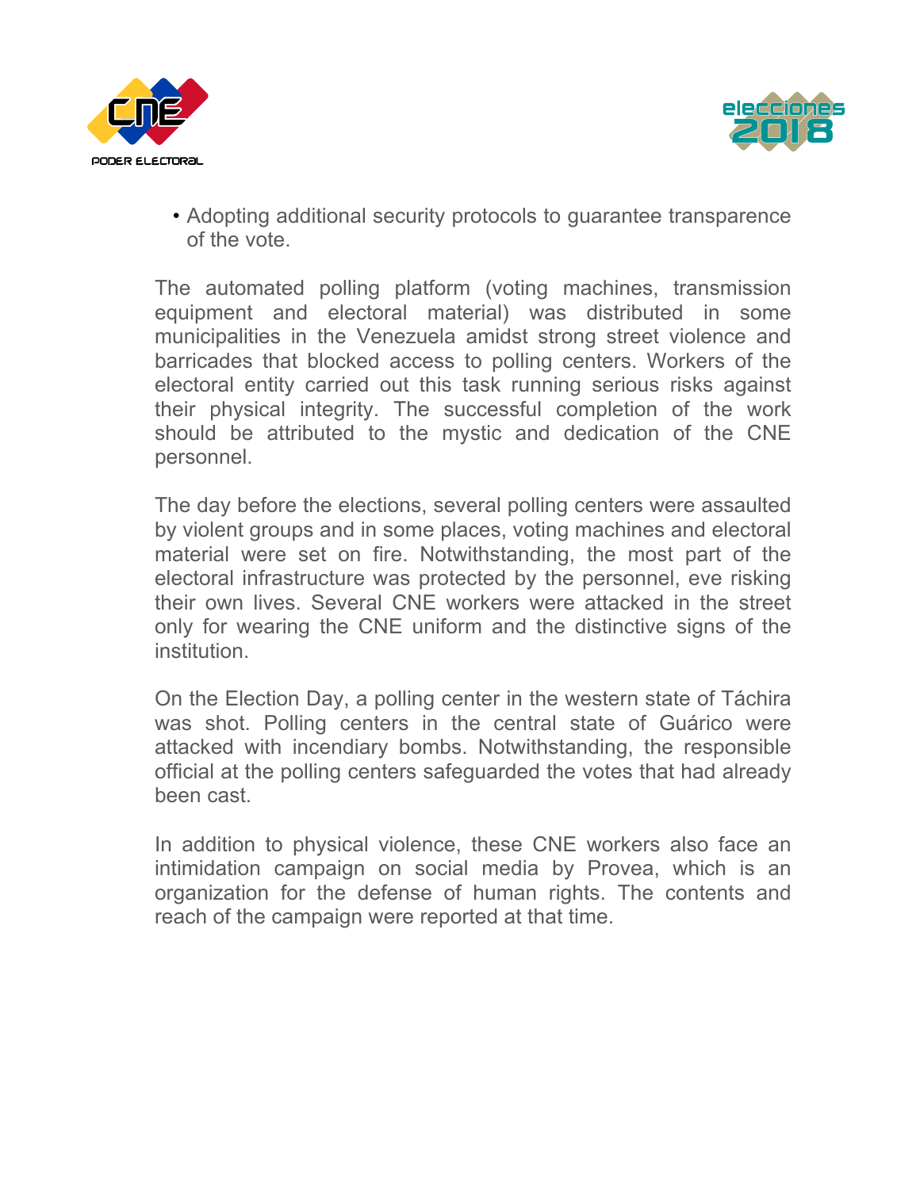- Adopting additional security protocols to guarantee transparence of the vote.

The automated polling platform (voting machines, transmission equipment and electoral material) was distributed in some municipalities in the Venezuela amidst strong street violence and barricades that blocked access to polling centers. Workers of the electoral entity carried out this task running serious risks against their physical integrity. The successful completion of the work should be attributed to the mystic and dedication of the CNE personnel.

The day before the elections, several polling centers were assaulted by violent groups and in some places, voting machines and electoral material were set on fire. Notwithstanding, the most part of the electoral infrastructure was protected by the personnel, eve risking their own lives. Several CNE workers were attacked in the street only for wearing the CNE uniform and the distinctive signs of the institution.

On the Election Day, a polling center in the western state of Táchira was shot. Polling centers in the central state of Guárico were attacked with incendiary bombs. Notwithstanding, the responsible official at the polling centers safeguarded the votes that had already been cast.

In addition to physical violence, these CNE workers also face an intimidation campaign on social media by Provea, which is an organization for the defense of human rights. The contents and reach of the campaign were reported at that time.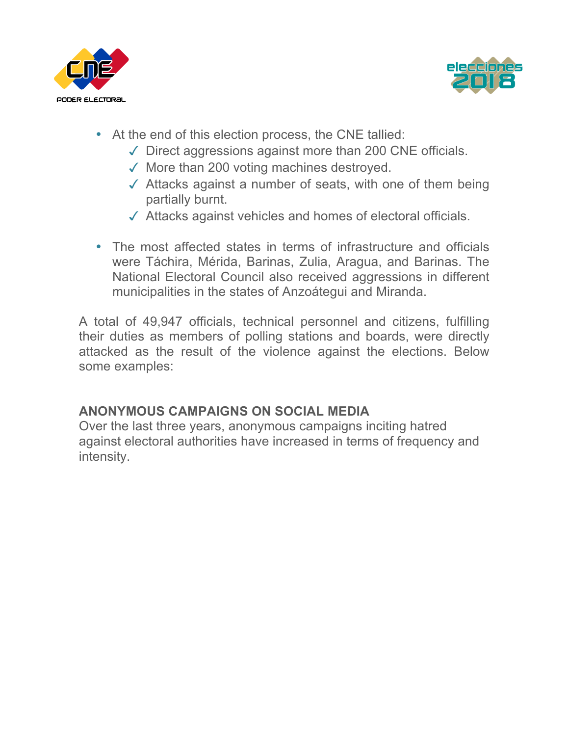- At the end of this election process, the CNE tallied:
  - ✓ Direct aggressions against more than 200 CNE officials.
  - ✓ More than 200 voting machines destroyed.
  - ✓ Attacks against a number of seats, with one of them being partially burnt.
  - ✓ Attacks against vehicles and homes of electoral officials.

- The most affected states in terms of infrastructure and officials were Táchira, Mérida, Barinas, Zulia, Aragua, and Barinas. The National Electoral Council also received aggressions in different municipalities in the states of Anzoátegui and Miranda.

A total of 49,947 officials, technical personnel and citizens, fulfilling their duties as members of polling stations and boards, were directly attacked as the result of the violence against the elections. Below some examples:

**ANONYMOUS CAMPAIGNS ON SOCIAL MEDIA**

Over the last three years, anonymous campaigns inciting hatred against electoral authorities have increased in terms of frequency and intensity.